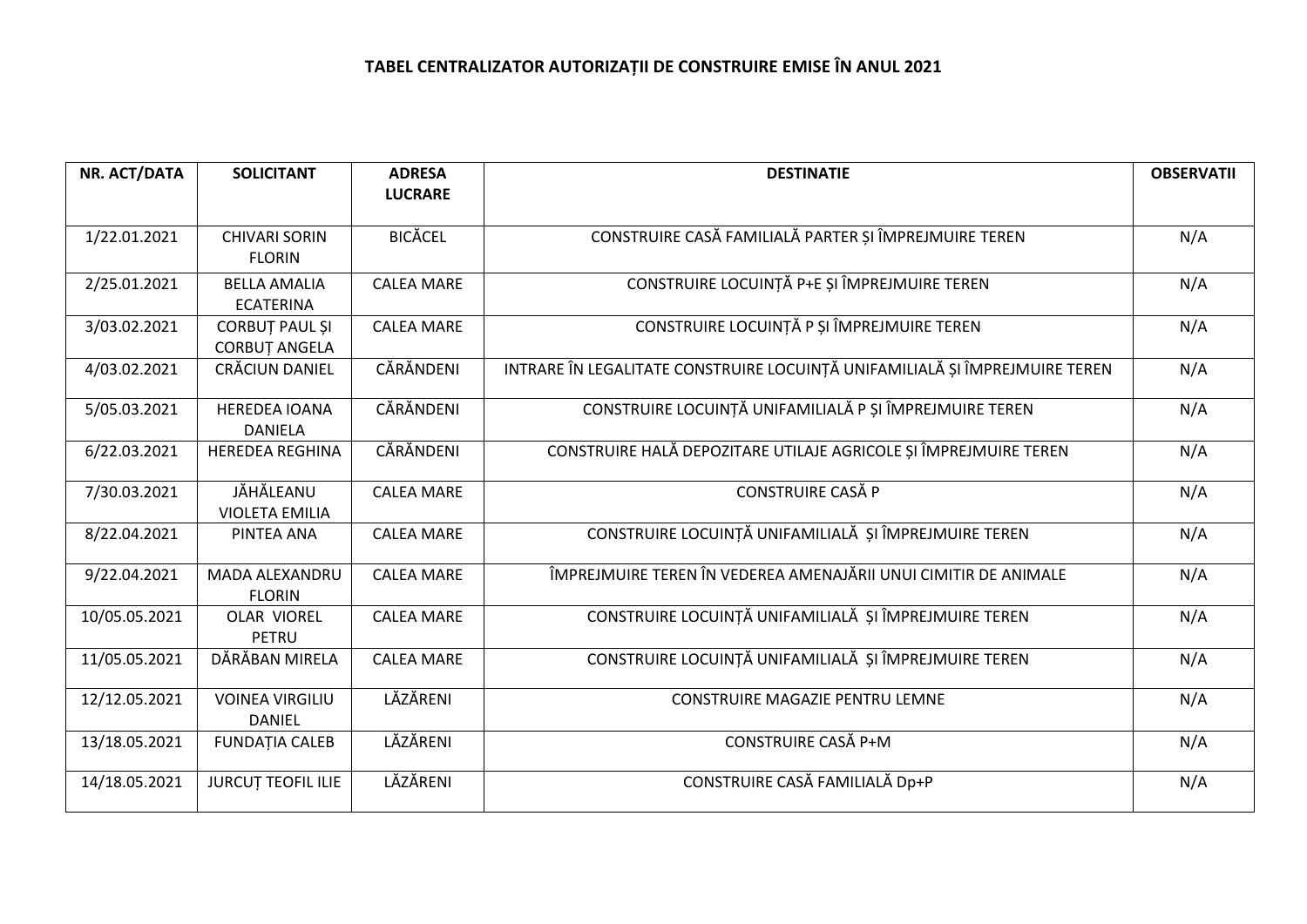# TABEL CENTRALIZATOR AUTORIZAȚII DE CONSTRUIRE EMISE ÎN ANUL 2021

| NR. ACT/DATA | SOLICITANT | ADRESA LUCRARE | DESTINATIE | OBSERVATII |
|---|---|---|---|---|
| 1/22.01.2021 | CHIVARI SORIN FLORIN | BICĂCEL | CONSTRUIRE CASĂ FAMILIALĂ PARTER ȘI ÎMPREJMUIRE TEREN | N/A |
| 2/25.01.2021 | BELLA AMALIA ECATERINA | CALEA MARE | CONSTRUIRE LOCUINȚĂ P+E ȘI ÎMPREJMUIRE TEREN | N/A |
| 3/03.02.2021 | CORBUȚ PAUL ȘI CORBUȚ ANGELA | CALEA MARE | CONSTRUIRE LOCUINȚĂ P ȘI ÎMPREJMUIRE TEREN | N/A |
| 4/03.02.2021 | CRĂCIUN DANIEL | CĂRĂNDENI | INTRARE ÎN LEGALITATE CONSTRUIRE LOCUINȚĂ UNIFAMILIALĂ ȘI ÎMPREJMUIRE TEREN | N/A |
| 5/05.03.2021 | HEREDEA IOANA DANIELA | CĂRĂNDENI | CONSTRUIRE LOCUINȚĂ UNIFAMILIALĂ P ȘI ÎMPREJMUIRE TEREN | N/A |
| 6/22.03.2021 | HEREDEA REGHINA | CĂRĂNDENI | CONSTRUIRE HALĂ DEPOZITARE UTILAJE AGRICOLE ȘI ÎMPREJMUIRE TEREN | N/A |
| 7/30.03.2021 | JĂHĂLEANU VIOLETA EMILIA | CALEA MARE | CONSTRUIRE CASĂ P | N/A |
| 8/22.04.2021 | PINTEA ANA | CALEA MARE | CONSTRUIRE LOCUINȚĂ UNIFAMILIALĂ ȘI ÎMPREJMUIRE TEREN | N/A |
| 9/22.04.2021 | MADA ALEXANDRU FLORIN | CALEA MARE | ÎMPREJMUIRE TEREN ÎN VEDEREA AMENAJĂRII UNUI CIMITIR DE ANIMALE | N/A |
| 10/05.05.2021 | OLAR VIOREL PETRU | CALEA MARE | CONSTRUIRE LOCUINȚĂ UNIFAMILIALĂ ȘI ÎMPREJMUIRE TEREN | N/A |
| 11/05.05.2021 | DĂRĂBAN MIRELA | CALEA MARE | CONSTRUIRE LOCUINȚĂ UNIFAMILIALĂ ȘI ÎMPREJMUIRE TEREN | N/A |
| 12/12.05.2021 | VOINEA VIRGILIU DANIEL | LĂZĂRENI | CONSTRUIRE MAGAZIE PENTRU LEMNE | N/A |
| 13/18.05.2021 | FUNDAȚIA CALEB | LĂZĂRENI | CONSTRUIRE CASĂ P+M | N/A |
| 14/18.05.2021 | JURCUȚ TEOFIL ILIE | LĂZĂRENI | CONSTRUIRE CASĂ FAMILIALĂ Dp+P | N/A |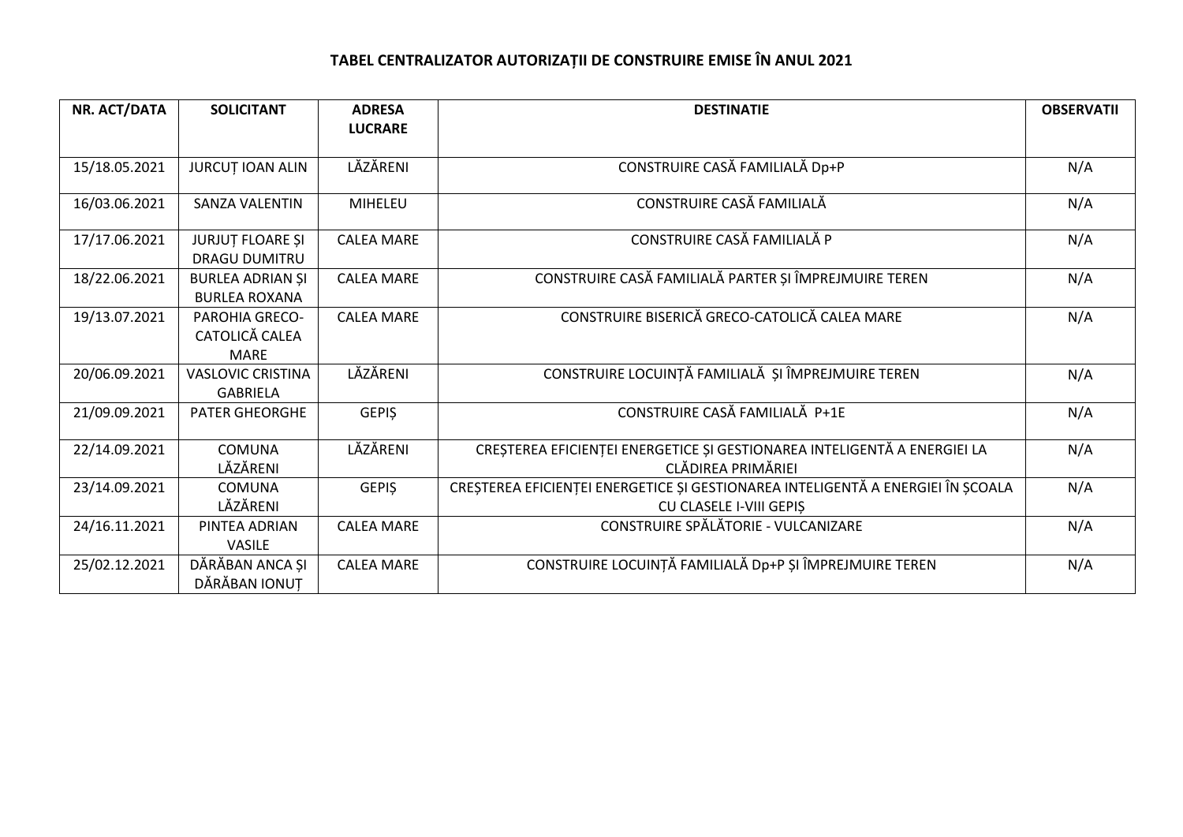**TABEL CENTRALIZATOR AUTORIZAȚII DE CONSTRUIRE EMISE ÎN ANUL 2021**

| NR. ACT/DATA | SOLICITANT | ADRESA LUCRARE | DESTINATIE | OBSERVATII |
|---|---|---|---|---|
| 15/18.05.2021 | JURCUȚ IOAN ALIN | LĂZĂRENI | CONSTRUIRE CASĂ FAMILIALĂ Dp+P | N/A |
| 16/03.06.2021 | SANZA VALENTIN | MIHELEU | CONSTRUIRE CASĂ FAMILIALĂ | N/A |
| 17/17.06.2021 | JURJUȚ FLOARE ȘI DRAGU DUMITRU | CALEA MARE | CONSTRUIRE CASĂ FAMILIALĂ P | N/A |
| 18/22.06.2021 | BURLEA ADRIAN ȘI BURLEA ROXANA | CALEA MARE | CONSTRUIRE CASĂ FAMILIALĂ PARTER ȘI ÎMPREJMUIRE TEREN | N/A |
| 19/13.07.2021 | PAROHIA GRECO-CATOLICĂ CALEA MARE | CALEA MARE | CONSTRUIRE BISERICĂ GRECO-CATOLICĂ CALEA MARE | N/A |
| 20/06.09.2021 | VASLOVIC CRISTINA GABRIELA | LĂZĂRENI | CONSTRUIRE LOCUINȚĂ FAMILIALĂ ȘI ÎMPREJMUIRE TEREN | N/A |
| 21/09.09.2021 | PATER GHEORGHE | GEPIȘ | CONSTRUIRE CASĂ FAMILIALĂ P+1E | N/A |
| 22/14.09.2021 | COMUNA LĂZĂRENI | LĂZĂRENI | CREȘTEREA EFICIENȚEI ENERGETICE ȘI GESTIONAREA INTELIGENTĂ A ENERGIEI LA CLĂDIREA PRIMĂRIEI | N/A |
| 23/14.09.2021 | COMUNA LĂZĂRENI | GEPIȘ | CREȘTEREA EFICIENȚEI ENERGETICE ȘI GESTIONAREA INTELIGENTĂ A ENERGIEI ÎN ȘCOALA CU CLASELE I-VIII GEPIȘ | N/A |
| 24/16.11.2021 | PINTEA ADRIAN VASILE | CALEA MARE | CONSTRUIRE SPĂLĂTORIE - VULCANIZARE | N/A |
| 25/02.12.2021 | DĂRĂBAN ANCA ȘI DĂRĂBAN IONUȚ | CALEA MARE | CONSTRUIRE LOCUINȚĂ FAMILIALĂ Dp+P ȘI ÎMPREJMUIRE TEREN | N/A |